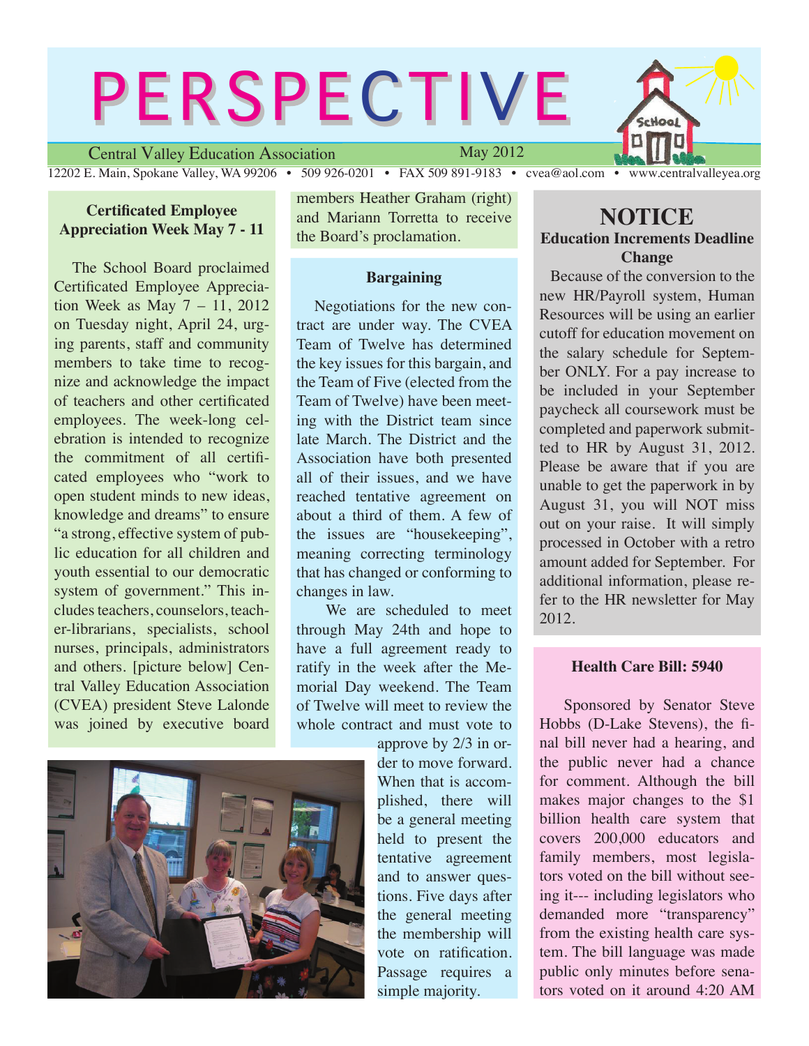# PERSPECTIVE

Central Valley Education Association — May 2012

12202 E. Main, Spokane Valley, WA 99206 • 509 926-0201 • FAX 509 891-9183 • cvea@aol.com • www.centralvalleyea.org

## Certificated Employee Appreciation Week May 7 - 11

The School Board proclaimed Certificated Employee Appreciation Week as May 7 – 11, 2012 on Tuesday night, April 24, urging parents, staff and community members to take time to recognize and acknowledge the impact of teachers and other certificated employees. The week-long celebration is intended to recognize the commitment of all certificated employees who "work to open student minds to new ideas, knowledge and dreams" to ensure "a strong, effective system of public education for all children and youth essential to our democratic system of government." This includes teachers, counselors, teacher-librarians, specialists, school nurses, principals, administrators and others. [picture below] Central Valley Education Association (CVEA) president Steve Lalonde was joined by executive board members Heather Graham (right) and Mariann Torretta to receive the Board's proclamation.

## Bargaining

Negotiations for the new contract are under way. The CVEA Team of Twelve has determined the key issues for this bargain, and the Team of Five (elected from the Team of Twelve) have been meeting with the District team since late March. The District and the Association have both presented all of their issues, and we have reached tentative agreement on about a third of them. A few of the issues are "housekeeping", meaning correcting terminology that has changed or conforming to changes in law.

We are scheduled to meet through May 24th and hope to have a full agreement ready to ratify in the week after the Memorial Day weekend. The Team of Twelve will meet to review the whole contract and must vote to approve by 2/3 in order to move forward. When that is accomplished, there will be a general meeting held to present the tentative agreement and to answer questions. Five days after the general meeting the membership will vote on ratification. Passage requires a simple majority.

## NOTICE

### Education Increments Deadline Change

Because of the conversion to the new HR/Payroll system, Human Resources will be using an earlier cutoff for education movement on the salary schedule for September ONLY. For a pay increase to be included in your September paycheck all coursework must be completed and paperwork submitted to HR by August 31, 2012. Please be aware that if you are unable to get the paperwork in by August 31, you will NOT miss out on your raise. It will simply processed in October with a retro amount added for September. For additional information, please refer to the HR newsletter for May 2012.

## Health Care Bill: 5940

Sponsored by Senator Steve Hobbs (D-Lake Stevens), the final bill never had a hearing, and the public never had a chance for comment. Although the bill makes major changes to the $1 billion health care system that covers 200,000 educators and family members, most legislators voted on the bill without seeing it--- including legislators who demanded more "transparency" from the existing health care system. The bill language was made public only minutes before senators voted on it around 4:20 AM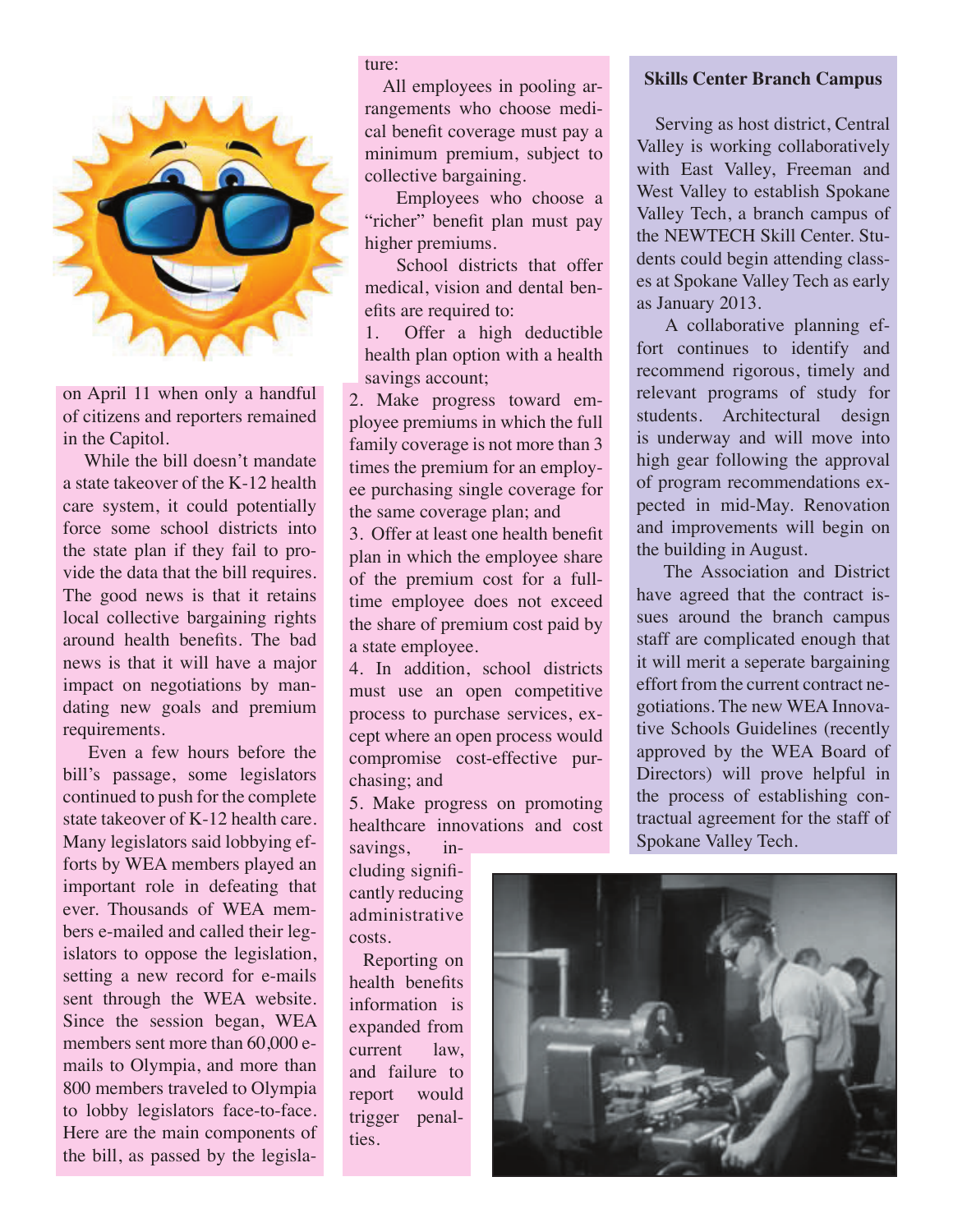on April 11 when only a handful of citizens and reporters remained in the Capitol.

While the bill doesn't mandate a state takeover of the K-12 health care system, it could potentially force some school districts into the state plan if they fail to provide the data that the bill requires. The good news is that it retains local collective bargaining rights around health benefits. The bad news is that it will have a major impact on negotiations by mandating new goals and premium requirements.

Even a few hours before the bill's passage, some legislators continued to push for the complete state takeover of K-12 health care. Many legislators said lobbying efforts by WEA members played an important role in defeating that ever. Thousands of WEA members e-mailed and called their legislators to oppose the legislation, setting a new record for e-mails sent through the WEA website. Since the session began, WEA members sent more than 60,000 e-mails to Olympia, and more than 800 members traveled to Olympia to lobby legislators face-to-face. Here are the main components of the bill, as passed by the legislature:

All employees in pooling arrangements who choose medical benefit coverage must pay a minimum premium, subject to collective bargaining.

Employees who choose a "richer" benefit plan must pay higher premiums.

School districts that offer medical, vision and dental benefits are required to:

1. Offer a high deductible health plan option with a health savings account;
2. Make progress toward employee premiums in which the full family coverage is not more than 3 times the premium for an employee purchasing single coverage for the same coverage plan; and
3. Offer at least one health benefit plan in which the employee share of the premium cost for a full-time employee does not exceed the share of premium cost paid by a state employee.
4. In addition, school districts must use an open competitive process to purchase services, except where an open process would compromise cost-effective purchasing; and
5. Make progress on promoting healthcare innovations and cost savings, including significantly reducing administrative costs.

Reporting on health benefits information is expanded from current law, and failure to report would trigger penalties.

## Skills Center Branch Campus

Serving as host district, Central Valley is working collaboratively with East Valley, Freeman and West Valley to establish Spokane Valley Tech, a branch campus of the NEWTECH Skill Center. Students could begin attending classes at Spokane Valley Tech as early as January 2013.

A collaborative planning effort continues to identify and recommend rigorous, timely and relevant programs of study for students. Architectural design is underway and will move into high gear following the approval of program recommendations expected in mid-May. Renovation and improvements will begin on the building in August.

The Association and District have agreed that the contract issues around the branch campus staff are complicated enough that it will merit a seperate bargaining effort from the current contract negotiations. The new WEA Innovative Schools Guidelines (recently approved by the WEA Board of Directors) will prove helpful in the process of establishing contractual agreement for the staff of Spokane Valley Tech.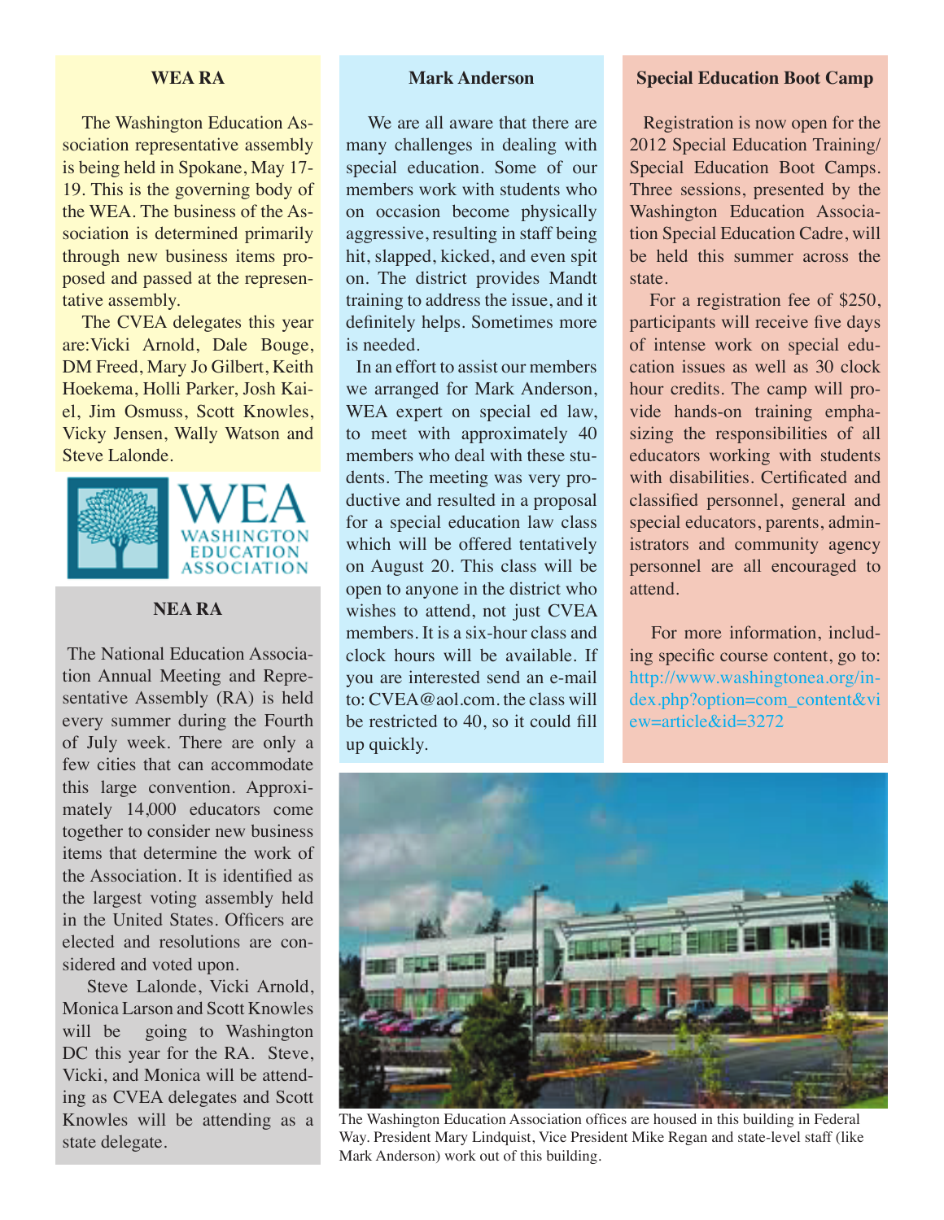## WEA RA

The Washington Education Association representative assembly is being held in Spokane, May 17-19. This is the governing body of the WEA. The business of the Association is determined primarily through new business items proposed and passed at the representative assembly.

The CVEA delegates this year are:Vicki Arnold, Dale Bouge, DM Freed, Mary Jo Gilbert, Keith Hoekema, Holli Parker, Josh Kaiel, Jim Osmuss, Scott Knowles, Vicky Jensen, Wally Watson and Steve Lalonde.

WEA WASHINGTON EDUCATION ASSOCIATION

## NEA RA

The National Education Association Annual Meeting and Representative Assembly (RA) is held every summer during the Fourth of July week. There are only a few cities that can accommodate this large convention. Approximately 14,000 educators come together to consider new business items that determine the work of the Association. It is identified as the largest voting assembly held in the United States. Officers are elected and resolutions are considered and voted upon.

Steve Lalonde, Vicki Arnold, Monica Larson and Scott Knowles will be going to Washington DC this year for the RA. Steve, Vicki, and Monica will be attending as CVEA delegates and Scott Knowles will be attending as a state delegate.

## Mark Anderson

We are all aware that there are many challenges in dealing with special education. Some of our members work with students who on occasion become physically aggressive, resulting in staff being hit, slapped, kicked, and even spit on. The district provides Mandt training to address the issue, and it definitely helps. Sometimes more is needed.

In an effort to assist our members we arranged for Mark Anderson, WEA expert on special ed law, to meet with approximately 40 members who deal with these students. The meeting was very productive and resulted in a proposal for a special education law class which will be offered tentatively on August 20. This class will be open to anyone in the district who wishes to attend, not just CVEA members. It is a six-hour class and clock hours will be available. If you are interested send an e-mail to: CVEA@aol.com. the class will be restricted to 40, so it could fill up quickly.

## Special Education Boot Camp

Registration is now open for the 2012 Special Education Training/ Special Education Boot Camps. Three sessions, presented by the Washington Education Association Special Education Cadre, will be held this summer across the state.

For a registration fee of $250, participants will receive five days of intense work on special education issues as well as 30 clock hour credits. The camp will provide hands-on training emphasizing the responsibilities of all educators working with students with disabilities. Certificated and classified personnel, general and special educators, parents, administrators and community agency personnel are all encouraged to attend.

For more information, including specific course content, go to: http://www.washingtonea.org/index.php?option=com_content&view=article&id=3272

The Washington Education Association offices are housed in this building in Federal Way. President Mary Lindquist, Vice President Mike Regan and state-level staff (like Mark Anderson) work out of this building.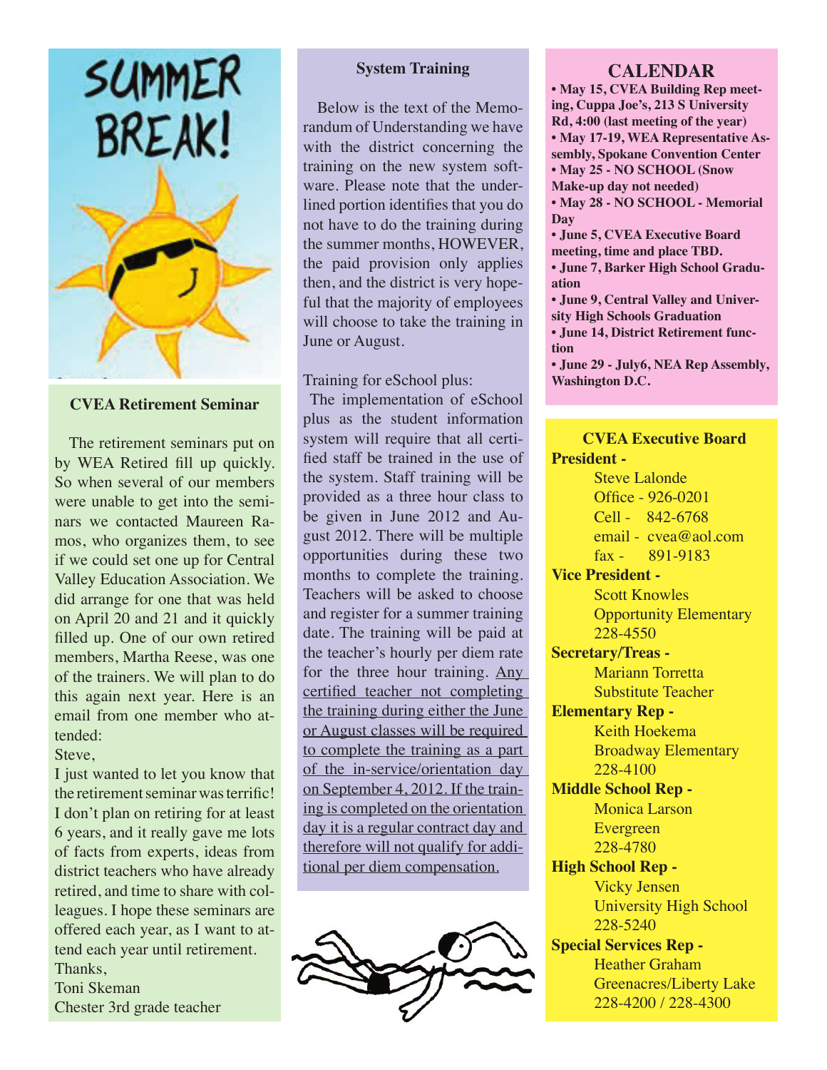SUMMER BREAK!

### CVEA Retirement Seminar

The retirement seminars put on by WEA Retired fill up quickly. So when several of our members were unable to get into the seminars we contacted Maureen Ramos, who organizes them, to see if we could set one up for Central Valley Education Association. We did arrange for one that was held on April 20 and 21 and it quickly filled up. One of our own retired members, Martha Reese, was one of the trainers. We will plan to do this again next year. Here is an email from one member who attended:

Steve,

I just wanted to let you know that the retirement seminar was terrific! I don't plan on retiring for at least 6 years, and it really gave me lots of facts from experts, ideas from district teachers who have already retired, and time to share with colleagues. I hope these seminars are offered each year, as I want to attend each year until retirement.

Thanks,

Toni Skeman

Chester 3rd grade teacher

### System Training

Below is the text of the Memorandum of Understanding we have with the district concerning the training on the new system software. Please note that the underlined portion identifies that you do not have to do the training during the summer months, HOWEVER, the paid provision only applies then, and the district is very hopeful that the majority of employees will choose to take the training in June or August.

Training for eSchool plus:

The implementation of eSchool plus as the student information system will require that all certified staff be trained in the use of the system. Staff training will be provided as a three hour class to be given in June 2012 and August 2012. There will be multiple opportunities during these two months to complete the training. Teachers will be asked to choose and register for a summer training date. The training will be paid at the teacher's hourly per diem rate for the three hour training. <u>Any certified teacher not completing the training during either the June or August classes will be required to complete the training as a part of the in-service/orientation day on September 4, 2012. If the training is completed on the orientation day it is a regular contract day and therefore will not qualify for additional per diem compensation.</u>

## CALENDAR

- **May 15, CVEA Building Rep meeting, Cuppa Joe's, 213 S University Rd, 4:00 (last meeting of the year)**
- **May 17-19, WEA Representative Assembly, Spokane Convention Center**
- **May 25 - NO SCHOOL (Snow Make-up day not needed)**
- **May 28 - NO SCHOOL - Memorial Day**
- **June 5, CVEA Executive Board meeting, time and place TBD.**
- **June 7, Barker High School Graduation**
- **June 9, Central Valley and University High Schools Graduation**
- **June 14, District Retirement function**
- **June 29 - July6, NEA Rep Assembly, Washington D.C.**

### CVEA Executive Board

**President -**
Steve Lalonde
Office - 926-0201
Cell - 842-6768
email - cvea@aol.com
fax - 891-9183

**Vice President -**
Scott Knowles
Opportunity Elementary
228-4550

**Secretary/Treas -**
Mariann Torretta
Substitute Teacher

**Elementary Rep -**
Keith Hoekema
Broadway Elementary
228-4100

**Middle School Rep -**
Monica Larson
Evergreen
228-4780

**High School Rep -**
Vicky Jensen
University High School
228-5240

**Special Services Rep -**
Heather Graham
Greenacres/Liberty Lake
228-4200 / 228-4300